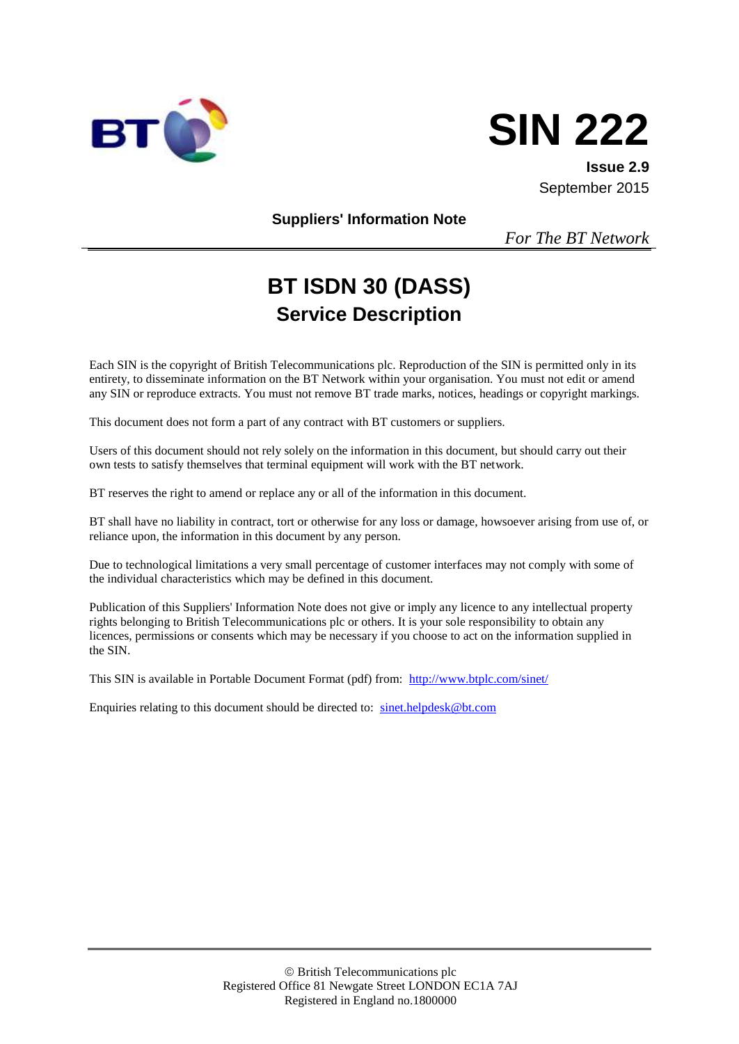# SIN 222

**Issue 2.9**
September 2015

**Suppliers' Information Note**

*For The BT Network*

# BT ISDN 30 (DASS)
## Service Description

Each SIN is the copyright of British Telecommunications plc. Reproduction of the SIN is permitted only in its entirety, to disseminate information on the BT Network within your organisation. You must not edit or amend any SIN or reproduce extracts. You must not remove BT trade marks, notices, headings or copyright markings.

This document does not form a part of any contract with BT customers or suppliers.

Users of this document should not rely solely on the information in this document, but should carry out their own tests to satisfy themselves that terminal equipment will work with the BT network.

BT reserves the right to amend or replace any or all of the information in this document.

BT shall have no liability in contract, tort or otherwise for any loss or damage, howsoever arising from use of, or reliance upon, the information in this document by any person.

Due to technological limitations a very small percentage of customer interfaces may not comply with some of the individual characteristics which may be defined in this document.

Publication of this Suppliers' Information Note does not give or imply any licence to any intellectual property rights belonging to British Telecommunications plc or others. It is your sole responsibility to obtain any licences, permissions or consents which may be necessary if you choose to act on the information supplied in the SIN.

This SIN is available in Portable Document Format (pdf) from: http://www.btplc.com/sinet/

Enquiries relating to this document should be directed to: sinet.helpdesk@bt.com

© British Telecommunications plc
Registered Office 81 Newgate Street LONDON EC1A 7AJ
Registered in England no.1800000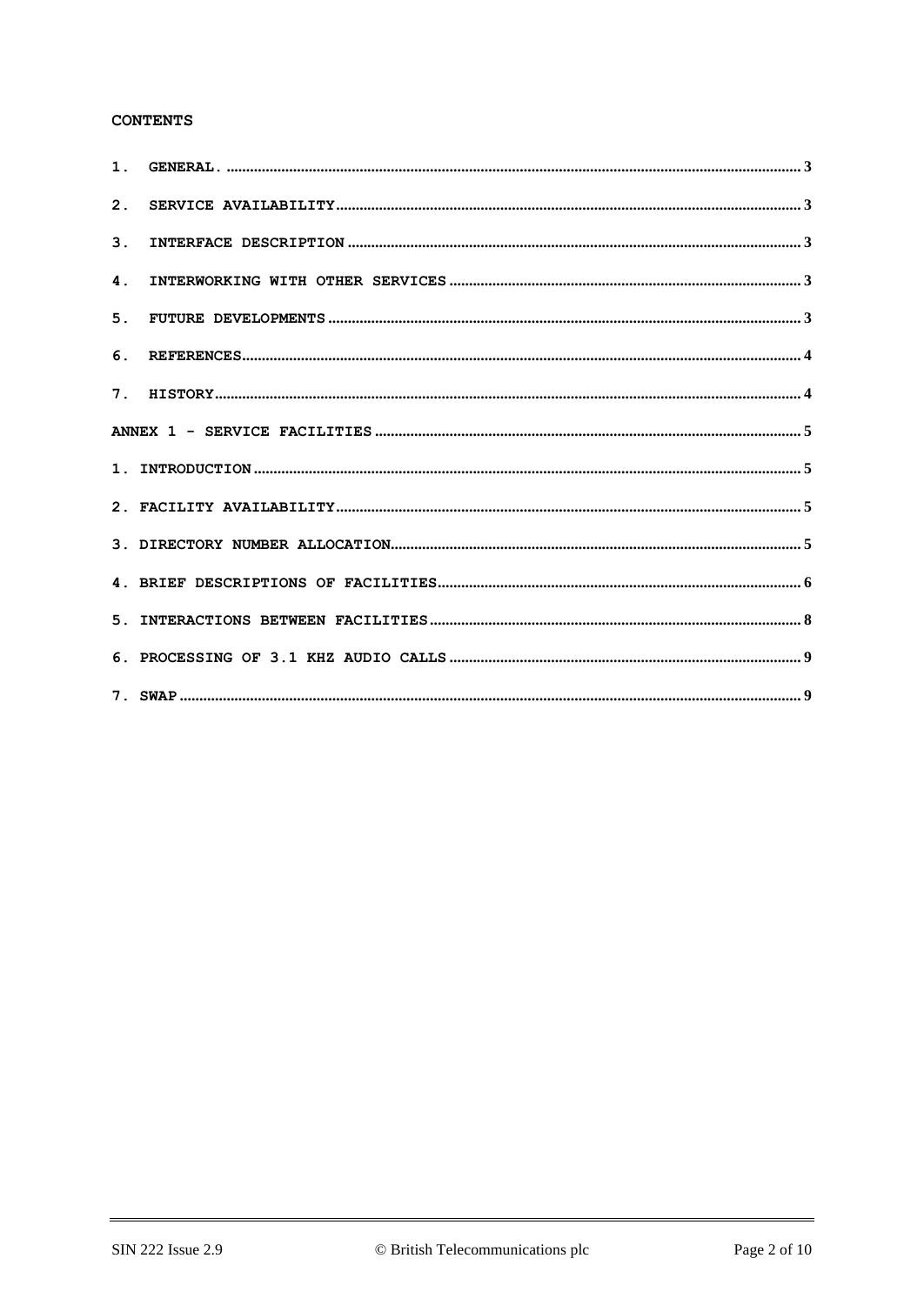# CONTENTS

1. GENERAL. .......... 3
2. SERVICE AVAILABILITY .......... 3
3. INTERFACE DESCRIPTION .......... 3
4. INTERWORKING WITH OTHER SERVICES .......... 3
5. FUTURE DEVELOPMENTS .......... 3
6. REFERENCES .......... 4
7. HISTORY .......... 4

ANNEX 1 - SERVICE FACILITIES .......... 5

1. INTRODUCTION .......... 5
2. FACILITY AVAILABILITY .......... 5
3. DIRECTORY NUMBER ALLOCATION .......... 5
4. BRIEF DESCRIPTIONS OF FACILITIES .......... 6
5. INTERACTIONS BETWEEN FACILITIES .......... 8
6. PROCESSING OF 3.1 KHZ AUDIO CALLS .......... 9
7. SWAP .......... 9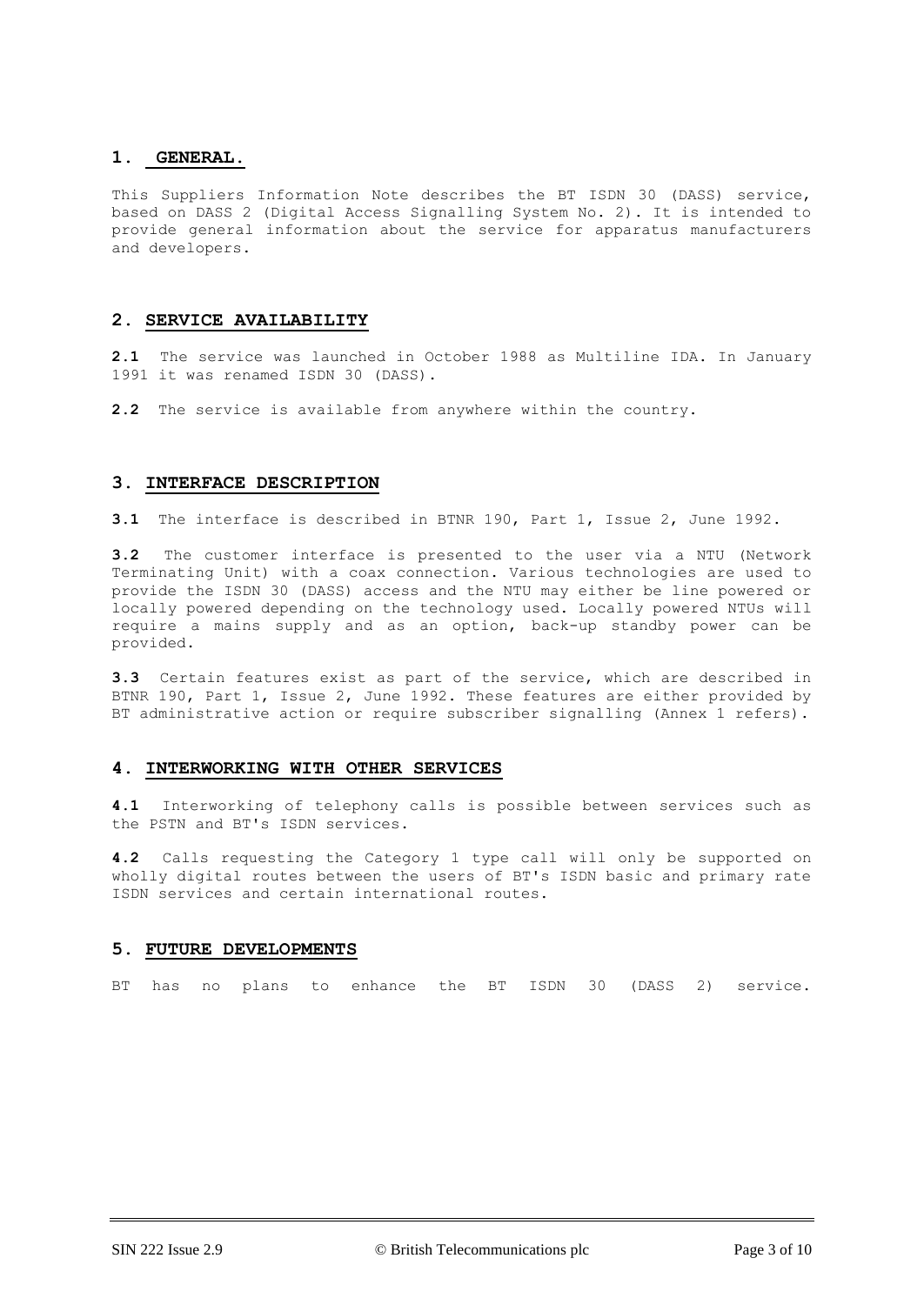## 1. GENERAL.

This Suppliers Information Note describes the BT ISDN 30 (DASS) service, based on DASS 2 (Digital Access Signalling System No. 2). It is intended to provide general information about the service for apparatus manufacturers and developers.

## 2. SERVICE AVAILABILITY

**2.1** The service was launched in October 1988 as Multiline IDA. In January 1991 it was renamed ISDN 30 (DASS).

**2.2** The service is available from anywhere within the country.

## 3. INTERFACE DESCRIPTION

**3.1** The interface is described in BTNR 190, Part 1, Issue 2, June 1992.

**3.2** The customer interface is presented to the user via a NTU (Network Terminating Unit) with a coax connection. Various technologies are used to provide the ISDN 30 (DASS) access and the NTU may either be line powered or locally powered depending on the technology used. Locally powered NTUs will require a mains supply and as an option, back-up standby power can be provided.

**3.3** Certain features exist as part of the service, which are described in BTNR 190, Part 1, Issue 2, June 1992. These features are either provided by BT administrative action or require subscriber signalling (Annex 1 refers).

## 4. INTERWORKING WITH OTHER SERVICES

**4.1** Interworking of telephony calls is possible between services such as the PSTN and BT's ISDN services.

**4.2** Calls requesting the Category 1 type call will only be supported on wholly digital routes between the users of BT's ISDN basic and primary rate ISDN services and certain international routes.

## 5. FUTURE DEVELOPMENTS

BT has no plans to enhance the BT ISDN 30 (DASS 2) service.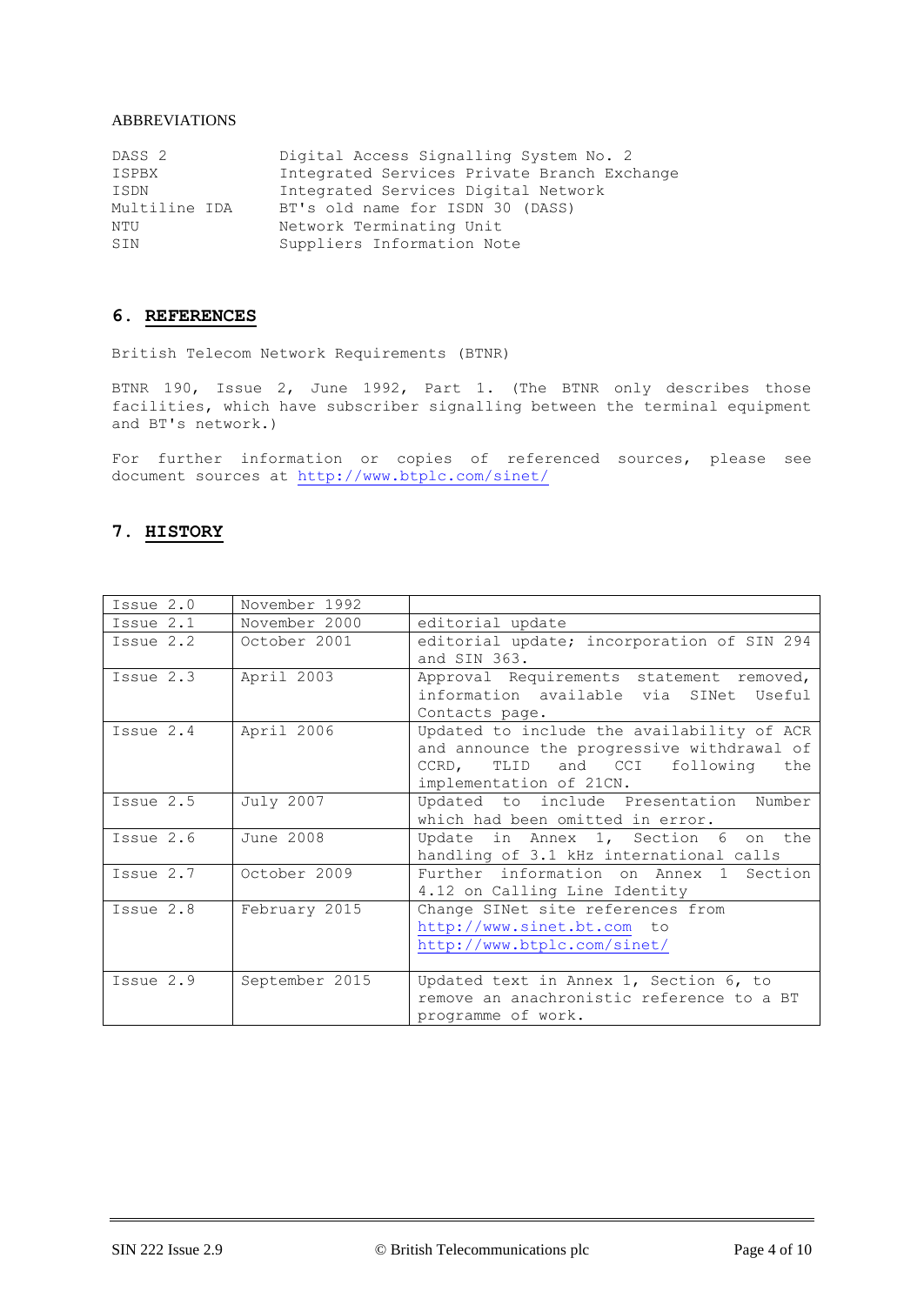ABBREVIATIONS

| | |
|---|---|
| DASS 2 | Digital Access Signalling System No. 2 |
| ISPBX | Integrated Services Private Branch Exchange |
| ISDN | Integrated Services Digital Network |
| Multiline IDA | BT's old name for ISDN 30 (DASS) |
| NTU | Network Terminating Unit |
| SIN | Suppliers Information Note |

## 6. REFERENCES

British Telecom Network Requirements (BTNR)

BTNR 190, Issue 2, June 1992, Part 1. (The BTNR only describes those facilities, which have subscriber signalling between the terminal equipment and BT's network.)

For further information or copies of referenced sources, please see document sources at http://www.btplc.com/sinet/

## 7. HISTORY

| | | |
|---|---|---|
| Issue 2.0 | November 1992 | |
| Issue 2.1 | November 2000 | editorial update |
| Issue 2.2 | October 2001 | editorial update; incorporation of SIN 294 and SIN 363. |
| Issue 2.3 | April 2003 | Approval Requirements statement removed, information available via SINet Useful Contacts page. |
| Issue 2.4 | April 2006 | Updated to include the availability of ACR and announce the progressive withdrawal of CCRD, TLID and CCI following the implementation of 21CN. |
| Issue 2.5 | July 2007 | Updated to include Presentation Number which had been omitted in error. |
| Issue 2.6 | June 2008 | Update in Annex 1, Section 6 on the handling of 3.1 kHz international calls |
| Issue 2.7 | October 2009 | Further information on Annex 1 Section 4.12 on Calling Line Identity |
| Issue 2.8 | February 2015 | Change SINet site references from http://www.sinet.bt.com to http://www.btplc.com/sinet/ |
| Issue 2.9 | September 2015 | Updated text in Annex 1, Section 6, to remove an anachronistic reference to a BT programme of work. |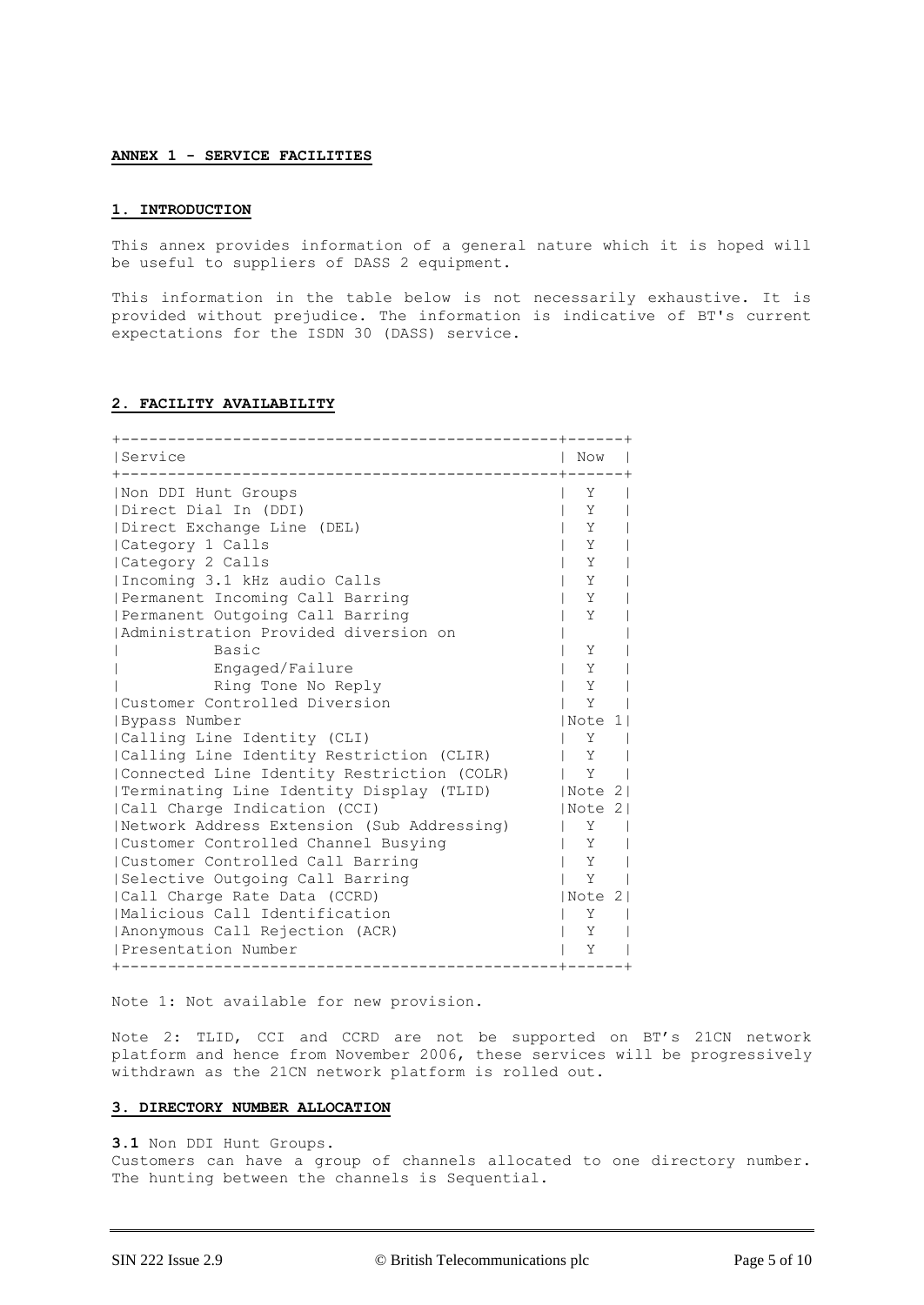## ANNEX 1 - SERVICE FACILITIES

### 1. INTRODUCTION

This annex provides information of a general nature which it is hoped will be useful to suppliers of DASS 2 equipment.

This information in the table below is not necessarily exhaustive. It is provided without prejudice. The information is indicative of BT's current expectations for the ISDN 30 (DASS) service.

### 2. FACILITY AVAILABILITY

| Service | Now |
|---|---|
| Non DDI Hunt Groups | Y |
| Direct Dial In (DDI) | Y |
| Direct Exchange Line (DEL) | Y |
| Category 1 Calls | Y |
| Category 2 Calls | Y |
| Incoming 3.1 kHz audio Calls | Y |
| Permanent Incoming Call Barring | Y |
| Permanent Outgoing Call Barring | Y |
| Administration Provided diversion on | |
| Basic | Y |
| Engaged/Failure | Y |
| Ring Tone No Reply | Y |
| Customer Controlled Diversion | Y |
| Bypass Number | Note 1 |
| Calling Line Identity (CLI) | Y |
| Calling Line Identity Restriction (CLIR) | Y |
| Connected Line Identity Restriction (COLR) | Y |
| Terminating Line Identity Display (TLID) | Note 2 |
| Call Charge Indication (CCI) | Note 2 |
| Network Address Extension (Sub Addressing) | Y |
| Customer Controlled Channel Busying | Y |
| Customer Controlled Call Barring | Y |
| Selective Outgoing Call Barring | Y |
| Call Charge Rate Data (CCRD) | Note 2 |
| Malicious Call Identification | Y |
| Anonymous Call Rejection (ACR) | Y |
| Presentation Number | Y |

Note 1: Not available for new provision.

Note 2: TLID, CCI and CCRD are not be supported on BT's 21CN network platform and hence from November 2006, these services will be progressively withdrawn as the 21CN network platform is rolled out.

### 3. DIRECTORY NUMBER ALLOCATION

**3.1** Non DDI Hunt Groups.
Customers can have a group of channels allocated to one directory number. The hunting between the channels is Sequential.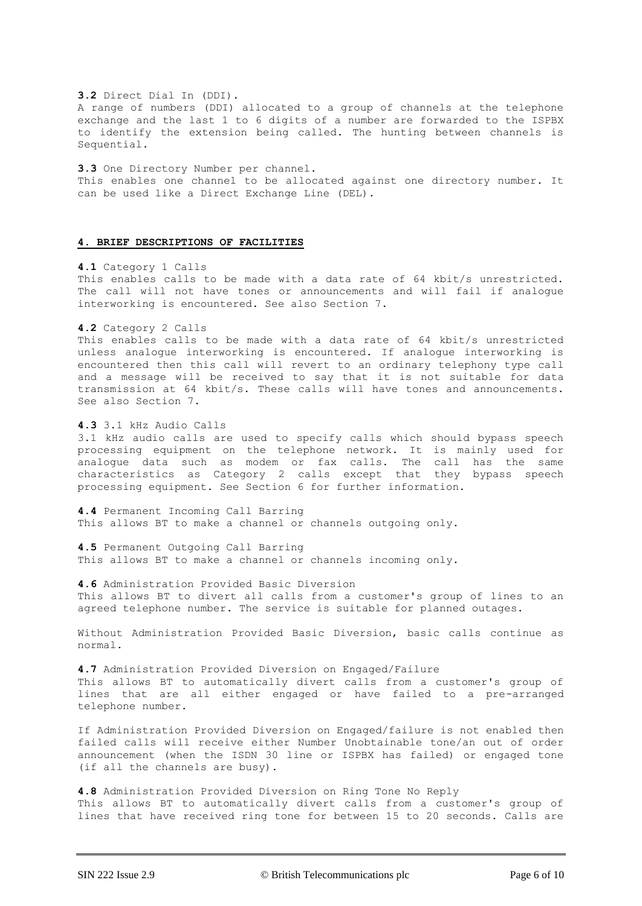**3.2** Direct Dial In (DDI).
A range of numbers (DDI) allocated to a group of channels at the telephone exchange and the last 1 to 6 digits of a number are forwarded to the ISPBX to identify the extension being called. The hunting between channels is Sequential.

**3.3** One Directory Number per channel.
This enables one channel to be allocated against one directory number. It can be used like a Direct Exchange Line (DEL).

## 4. BRIEF DESCRIPTIONS OF FACILITIES

**4.1** Category 1 Calls
This enables calls to be made with a data rate of 64 kbit/s unrestricted. The call will not have tones or announcements and will fail if analogue interworking is encountered. See also Section 7.

**4.2** Category 2 Calls
This enables calls to be made with a data rate of 64 kbit/s unrestricted unless analogue interworking is encountered. If analogue interworking is encountered then this call will revert to an ordinary telephony type call and a message will be received to say that it is not suitable for data transmission at 64 kbit/s. These calls will have tones and announcements. See also Section 7.

**4.3** 3.1 kHz Audio Calls
3.1 kHz audio calls are used to specify calls which should bypass speech processing equipment on the telephone network. It is mainly used for analogue data such as modem or fax calls. The call has the same characteristics as Category 2 calls except that they bypass speech processing equipment. See Section 6 for further information.

**4.4** Permanent Incoming Call Barring
This allows BT to make a channel or channels outgoing only.

**4.5** Permanent Outgoing Call Barring
This allows BT to make a channel or channels incoming only.

**4.6** Administration Provided Basic Diversion
This allows BT to divert all calls from a customer's group of lines to an agreed telephone number. The service is suitable for planned outages.

Without Administration Provided Basic Diversion, basic calls continue as normal.

**4.7** Administration Provided Diversion on Engaged/Failure
This allows BT to automatically divert calls from a customer's group of lines that are all either engaged or have failed to a pre-arranged telephone number.

If Administration Provided Diversion on Engaged/failure is not enabled then failed calls will receive either Number Unobtainable tone/an out of order announcement (when the ISDN 30 line or ISPBX has failed) or engaged tone (if all the channels are busy).

**4.8** Administration Provided Diversion on Ring Tone No Reply
This allows BT to automatically divert calls from a customer's group of lines that have received ring tone for between 15 to 20 seconds. Calls are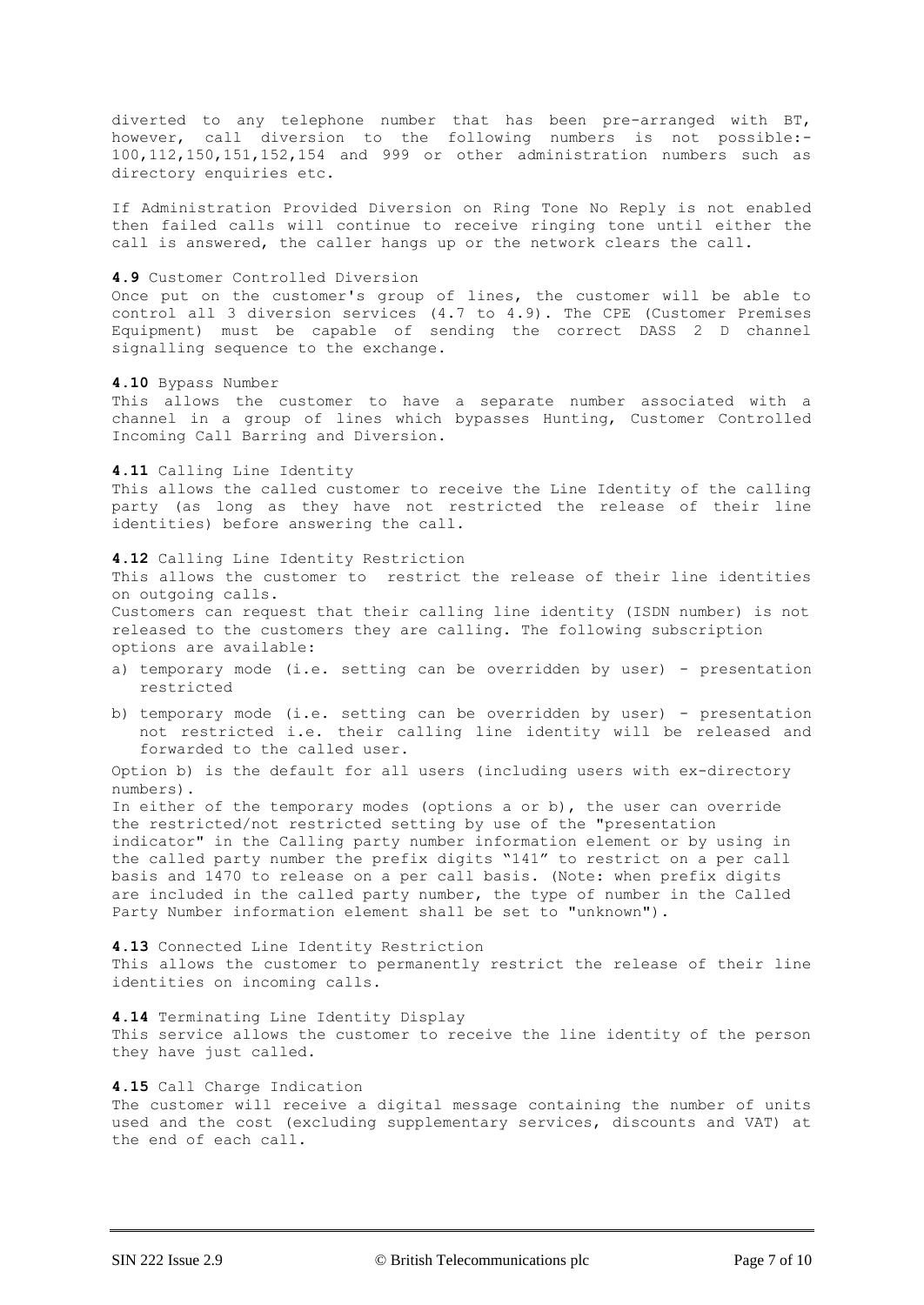diverted to any telephone number that has been pre-arranged with BT, however, call diversion to the following numbers is not possible:- 100,112,150,151,152,154 and 999 or other administration numbers such as directory enquiries etc.

If Administration Provided Diversion on Ring Tone No Reply is not enabled then failed calls will continue to receive ringing tone until either the call is answered, the caller hangs up or the network clears the call.

**4.9** Customer Controlled Diversion

Once put on the customer's group of lines, the customer will be able to control all 3 diversion services (4.7 to 4.9). The CPE (Customer Premises Equipment) must be capable of sending the correct DASS 2 D channel signalling sequence to the exchange.

**4.10** Bypass Number

This allows the customer to have a separate number associated with a channel in a group of lines which bypasses Hunting, Customer Controlled Incoming Call Barring and Diversion.

**4.11** Calling Line Identity

This allows the called customer to receive the Line Identity of the calling party (as long as they have not restricted the release of their line identities) before answering the call.

**4.12** Calling Line Identity Restriction

This allows the customer to restrict the release of their line identities on outgoing calls.

Customers can request that their calling line identity (ISDN number) is not released to the customers they are calling. The following subscription options are available:

a) temporary mode (i.e. setting can be overridden by user) - presentation restricted

b) temporary mode (i.e. setting can be overridden by user) - presentation not restricted i.e. their calling line identity will be released and forwarded to the called user.

Option b) is the default for all users (including users with ex-directory numbers).

In either of the temporary modes (options a or b), the user can override the restricted/not restricted setting by use of the "presentation indicator" in the Calling party number information element or by using in the called party number the prefix digits "141" to restrict on a per call basis and 1470 to release on a per call basis. (Note: when prefix digits are included in the called party number, the type of number in the Called Party Number information element shall be set to "unknown").

**4.13** Connected Line Identity Restriction

This allows the customer to permanently restrict the release of their line identities on incoming calls.

**4.14** Terminating Line Identity Display

This service allows the customer to receive the line identity of the person they have just called.

**4.15** Call Charge Indication

The customer will receive a digital message containing the number of units used and the cost (excluding supplementary services, discounts and VAT) at the end of each call.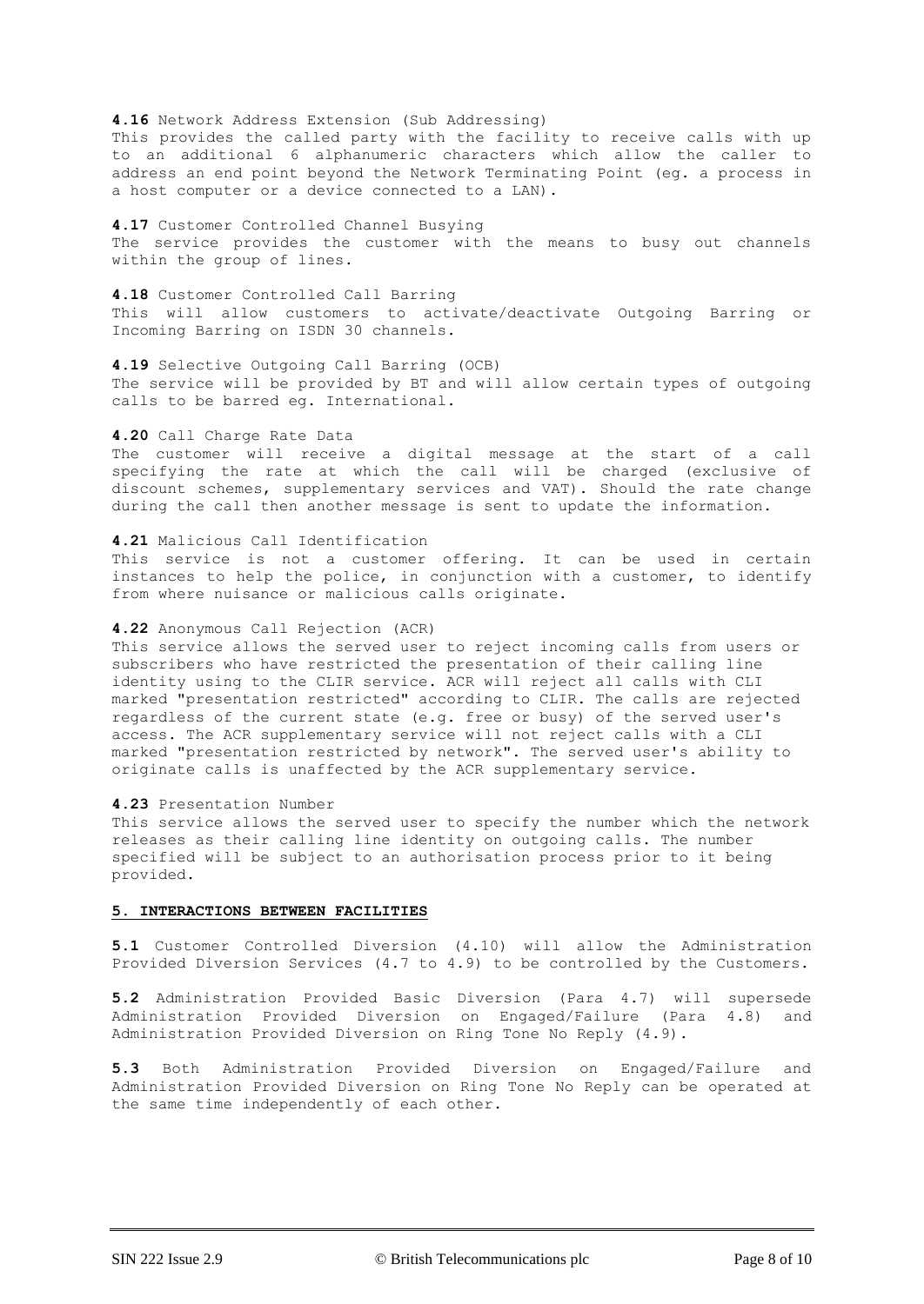**4.16** Network Address Extension (Sub Addressing)
This provides the called party with the facility to receive calls with up to an additional 6 alphanumeric characters which allow the caller to address an end point beyond the Network Terminating Point (eg. a process in a host computer or a device connected to a LAN).

**4.17** Customer Controlled Channel Busying
The service provides the customer with the means to busy out channels within the group of lines.

**4.18** Customer Controlled Call Barring
This will allow customers to activate/deactivate Outgoing Barring or Incoming Barring on ISDN 30 channels.

**4.19** Selective Outgoing Call Barring (OCB)
The service will be provided by BT and will allow certain types of outgoing calls to be barred eg. International.

**4.20** Call Charge Rate Data
The customer will receive a digital message at the start of a call specifying the rate at which the call will be charged (exclusive of discount schemes, supplementary services and VAT). Should the rate change during the call then another message is sent to update the information.

**4.21** Malicious Call Identification
This service is not a customer offering. It can be used in certain instances to help the police, in conjunction with a customer, to identify from where nuisance or malicious calls originate.

**4.22** Anonymous Call Rejection (ACR)
This service allows the served user to reject incoming calls from users or subscribers who have restricted the presentation of their calling line identity using to the CLIR service. ACR will reject all calls with CLI marked "presentation restricted" according to CLIR. The calls are rejected regardless of the current state (e.g. free or busy) of the served user's access. The ACR supplementary service will not reject calls with a CLI marked "presentation restricted by network". The served user's ability to originate calls is unaffected by the ACR supplementary service.

**4.23** Presentation Number
This service allows the served user to specify the number which the network releases as their calling line identity on outgoing calls. The number specified will be subject to an authorisation process prior to it being provided.

## 5. INTERACTIONS BETWEEN FACILITIES

**5.1** Customer Controlled Diversion (4.10) will allow the Administration Provided Diversion Services (4.7 to 4.9) to be controlled by the Customers.

**5.2** Administration Provided Basic Diversion (Para 4.7) will supersede Administration Provided Diversion on Engaged/Failure (Para 4.8) and Administration Provided Diversion on Ring Tone No Reply (4.9).

**5.3** Both Administration Provided Diversion on Engaged/Failure and Administration Provided Diversion on Ring Tone No Reply can be operated at the same time independently of each other.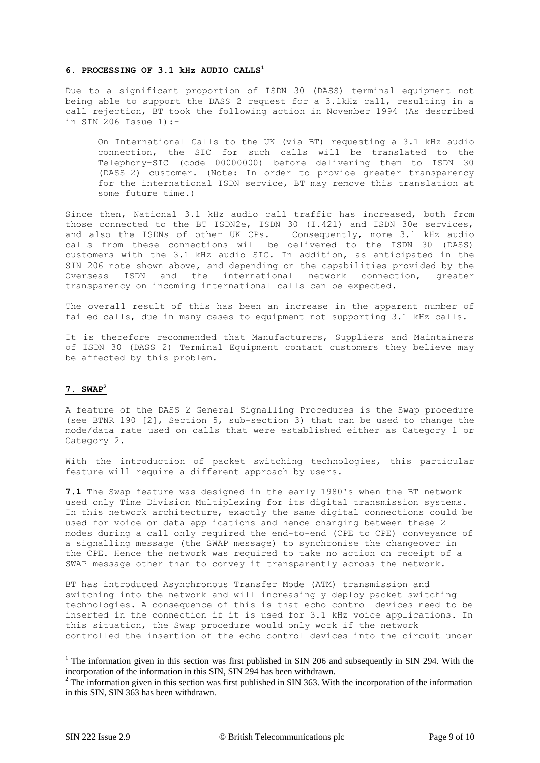## 6. PROCESSING OF 3.1 kHz AUDIO CALLS[1]

Due to a significant proportion of ISDN 30 (DASS) terminal equipment not being able to support the DASS 2 request for a 3.1kHz call, resulting in a call rejection, BT took the following action in November 1994 (As described in SIN 206 Issue 1):-

> On International Calls to the UK (via BT) requesting a 3.1 kHz audio connection, the SIC for such calls will be translated to the Telephony-SIC (code 00000000) before delivering them to ISDN 30 (DASS 2) customer. (Note: In order to provide greater transparency for the international ISDN service, BT may remove this translation at some future time.)

Since then, National 3.1 kHz audio call traffic has increased, both from those connected to the BT ISDN2e, ISDN 30 (I.421) and ISDN 30e services, and also the ISDNs of other UK CPs. Consequently, more 3.1 kHz audio calls from these connections will be delivered to the ISDN 30 (DASS) customers with the 3.1 kHz audio SIC. In addition, as anticipated in the SIN 206 note shown above, and depending on the capabilities provided by the Overseas ISDN and the international network connection, greater transparency on incoming international calls can be expected.

The overall result of this has been an increase in the apparent number of failed calls, due in many cases to equipment not supporting 3.1 kHz calls.

It is therefore recommended that Manufacturers, Suppliers and Maintainers of ISDN 30 (DASS 2) Terminal Equipment contact customers they believe may be affected by this problem.

## 7. SWAP[2]

A feature of the DASS 2 General Signalling Procedures is the Swap procedure (see BTNR 190 [2], Section 5, sub-section 3) that can be used to change the mode/data rate used on calls that were established either as Category 1 or Category 2.

With the introduction of packet switching technologies, this particular feature will require a different approach by users.

**7.1** The Swap feature was designed in the early 1980's when the BT network used only Time Division Multiplexing for its digital transmission systems. In this network architecture, exactly the same digital connections could be used for voice or data applications and hence changing between these 2 modes during a call only required the end-to-end (CPE to CPE) conveyance of a signalling message (the SWAP message) to synchronise the changeover in the CPE. Hence the network was required to take no action on receipt of a SWAP message other than to convey it transparently across the network.

BT has introduced Asynchronous Transfer Mode (ATM) transmission and switching into the network and will increasingly deploy packet switching technologies. A consequence of this is that echo control devices need to be inserted in the connection if it is used for 3.1 kHz voice applications. In this situation, the Swap procedure would only work if the network controlled the insertion of the echo control devices into the circuit under

---

[1] The information given in this section was first published in SIN 206 and subsequently in SIN 294. With the incorporation of the information in this SIN, SIN 294 has been withdrawn.

[2] The information given in this section was first published in SIN 363. With the incorporation of the information in this SIN, SIN 363 has been withdrawn.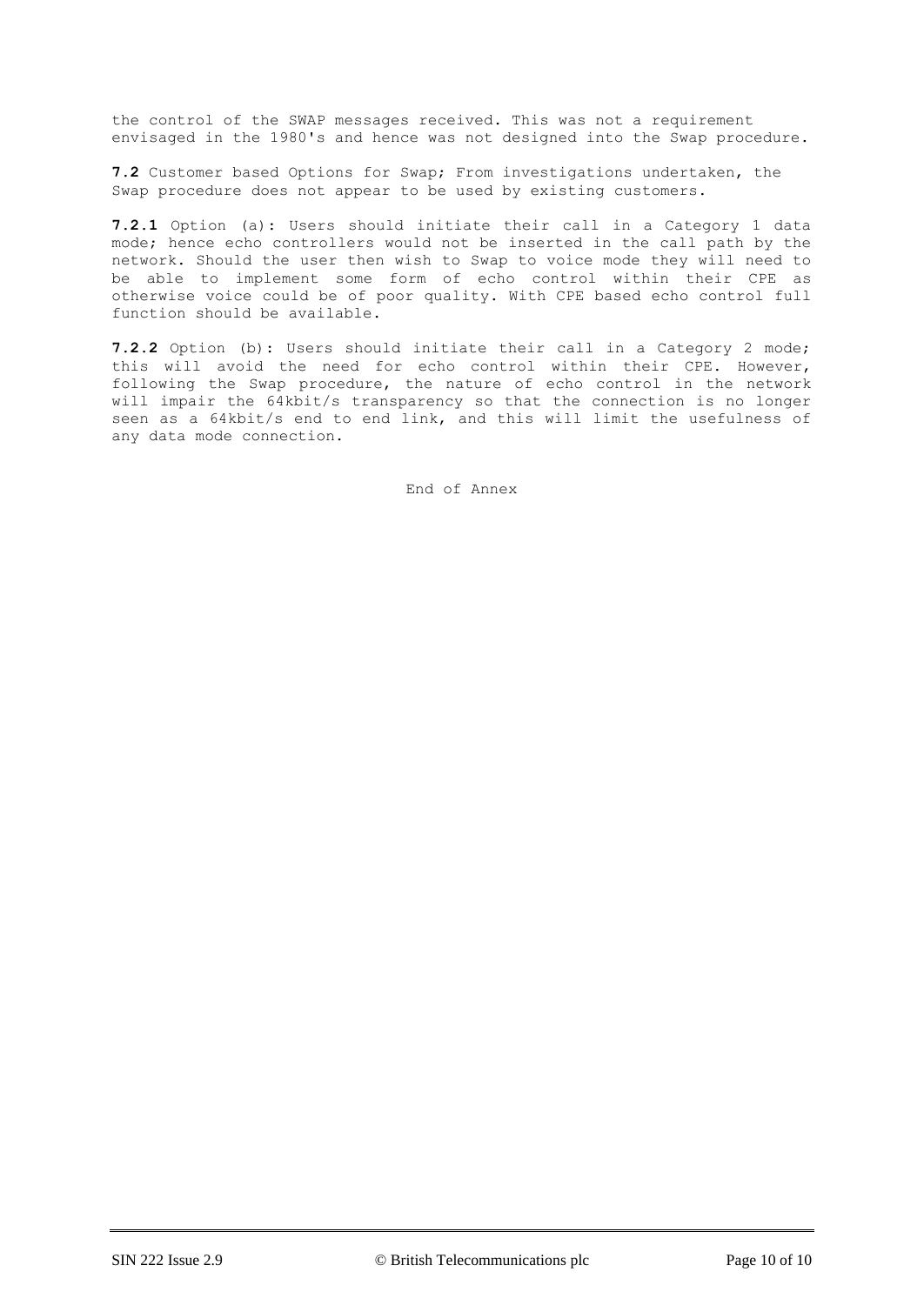the control of the SWAP messages received. This was not a requirement envisaged in the 1980's and hence was not designed into the Swap procedure.

**7.2** Customer based Options for Swap; From investigations undertaken, the Swap procedure does not appear to be used by existing customers.

**7.2.1** Option (a): Users should initiate their call in a Category 1 data mode; hence echo controllers would not be inserted in the call path by the network. Should the user then wish to Swap to voice mode they will need to be able to implement some form of echo control within their CPE as otherwise voice could be of poor quality. With CPE based echo control full function should be available.

**7.2.2** Option (b): Users should initiate their call in a Category 2 mode; this will avoid the need for echo control within their CPE. However, following the Swap procedure, the nature of echo control in the network will impair the 64kbit/s transparency so that the connection is no longer seen as a 64kbit/s end to end link, and this will limit the usefulness of any data mode connection.

End of Annex